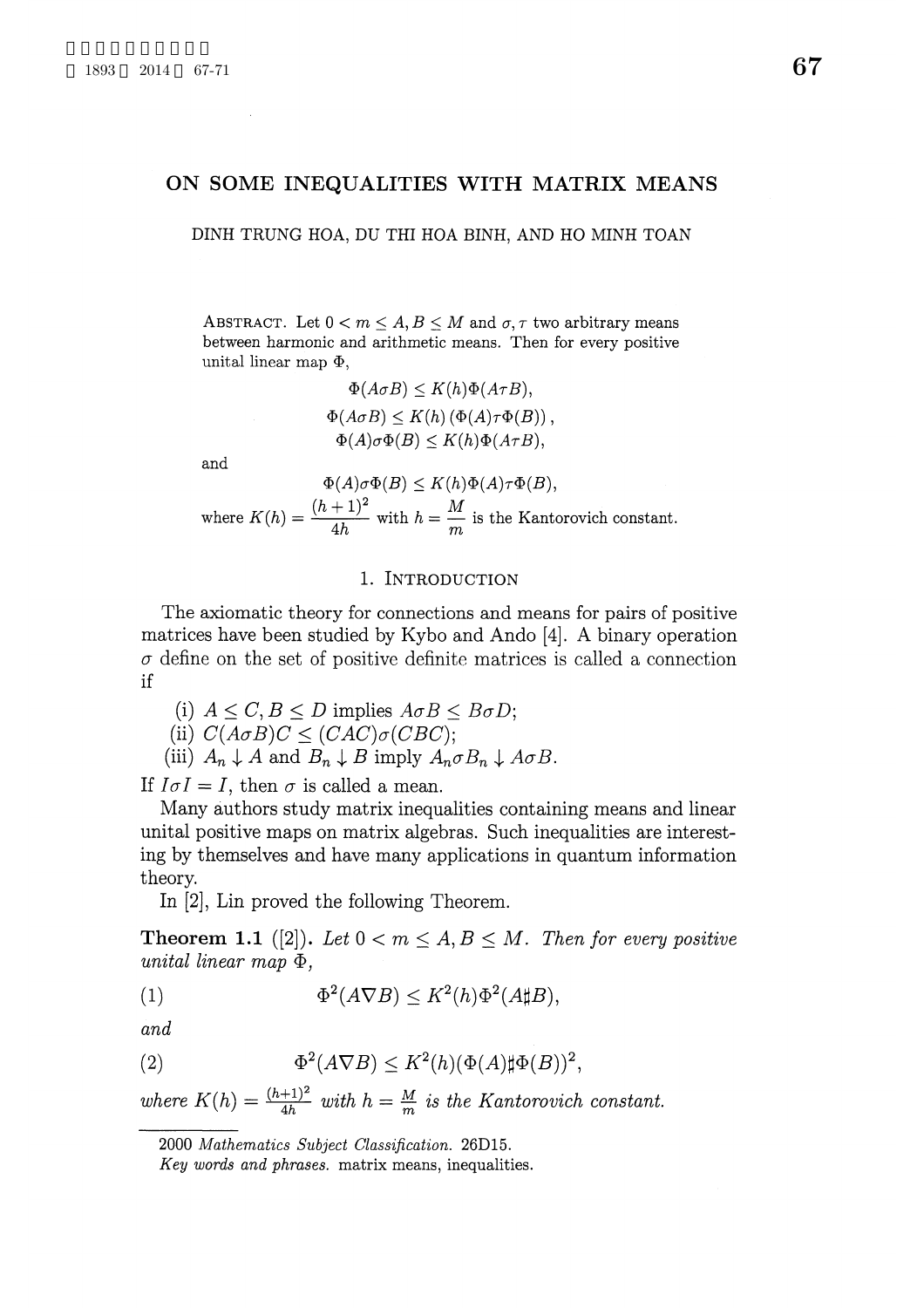# ON SOME INEQUALITIES WITH MATRIX MEANS

DINH TRUNG HOA, DU THI HOA BINH, AND HO MINH TOAN

ABSTRACT. Let $0 < m \leq A, B \leq M$ and $\sigma, \tau$ two arbitrary means between harmonic and arithmetic means. Then for every positive unital linear map $\Phi$,

$$\Phi(A\sigma B) \leq K(h)\Phi(A\tau B),$$

$$\Phi(A\sigma B) \leq K(h)\left(\Phi(A)\tau\Phi(B)\right),$$

$$\Phi(A)\sigma\Phi(B) \leq K(h)\Phi(A\tau B),$$

and

$$\Phi(A)\sigma\Phi(B) \leq K(h)\Phi(A)\tau\Phi(B),$$

where $K(h) = \dfrac{(h+1)^2}{4h}$ with $h = \dfrac{M}{m}$ is the Kantorovich constant.

## 1. Introduction

The axiomatic theory for connections and means for pairs of positive matrices have been studied by Kybo and Ando [4]. A binary operation $\sigma$ define on the set of positive definite matrices is called a connection if

(i) $A \leq C, B \leq D$ implies $A\sigma B \leq B\sigma D$;
(ii) $C(A\sigma B)C \leq (CAC)\sigma(CBC)$;
(iii) $A_n \downarrow A$ and $B_n \downarrow B$ imply $A_n\sigma B_n \downarrow A\sigma B$.

If $I\sigma I = I$, then $\sigma$ is called a mean.

Many authors study matrix inequalities containing means and linear unital positive maps on matrix algebras. Such inequalities are interesting by themselves and have many applications in quantum information theory.

In [2], Lin proved the following Theorem.

**Theorem 1.1** ([2]). *Let $0 < m \leq A, B \leq M$. Then for every positive unital linear map $\Phi$,*

$$\Phi^2(A\nabla B) \leq K^2(h)\Phi^2(A\sharp B), \tag{1}$$

*and*

$$\Phi^2(A\nabla B) \leq K^2(h)(\Phi(A)\sharp\Phi(B))^2, \tag{2}$$

*where $K(h) = \frac{(h+1)^2}{4h}$ with $h = \frac{M}{m}$ is the Kantorovich constant.*

---

2000 *Mathematics Subject Classification.* 26D15.

*Key words and phrases.* matrix means, inequalities.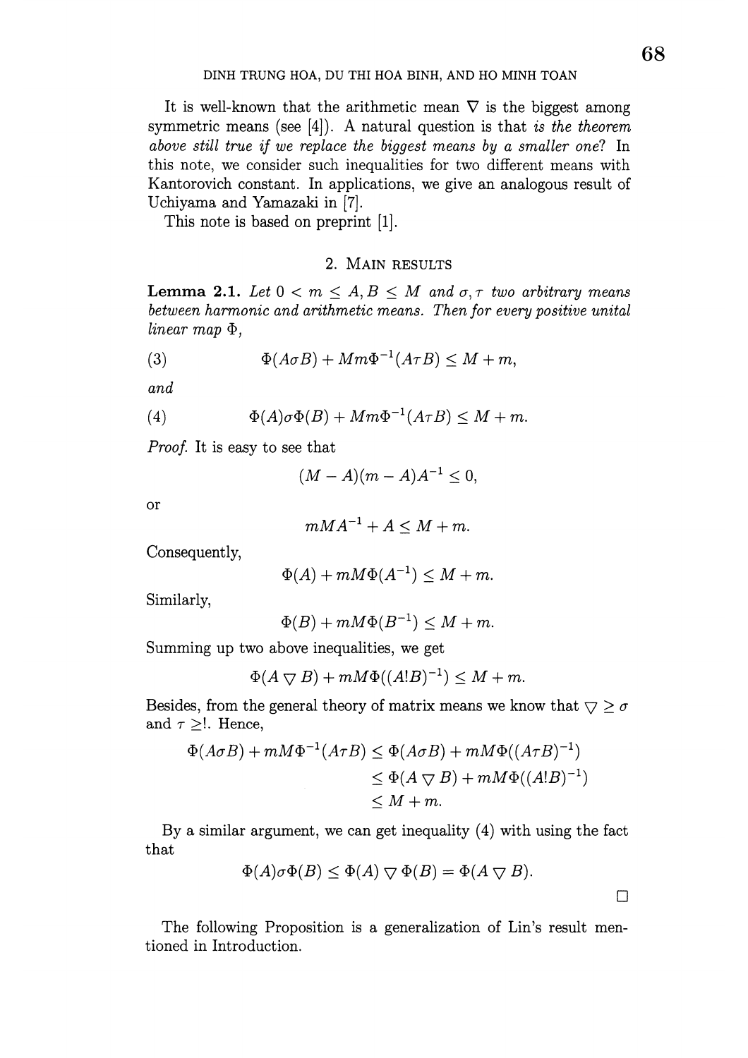It is well-known that the arithmetic mean $\nabla$ is the biggest among symmetric means (see [4]). A natural question is that *is the theorem above still true if we replace the biggest means by a smaller one*? In this note, we consider such inequalities for two different means with Kantorovich constant. In applications, we give an analogous result of Uchiyama and Yamazaki in [7].

This note is based on preprint [1].

## 2. Main results

**Lemma 2.1.** *Let $0 < m \leq A, B \leq M$ and $\sigma, \tau$ two arbitrary means between harmonic and arithmetic means. Then for every positive unital linear map $\Phi$,*

$$\Phi(A\sigma B) + Mm\Phi^{-1}(A\tau B) \leq M + m, \tag{3}$$

*and*

$$\Phi(A)\sigma\Phi(B) + Mm\Phi^{-1}(A\tau B) \leq M + m. \tag{4}$$

*Proof.* It is easy to see that

$$(M - A)(m - A)A^{-1} \leq 0,$$

or

$$mMA^{-1} + A \leq M + m.$$

Consequently,

$$\Phi(A) + mM\Phi(A^{-1}) \leq M + m.$$

Similarly,

$$\Phi(B) + mM\Phi(B^{-1}) \leq M + m.$$

Summing up two above inequalities, we get

$$\Phi(A \nabla B) + mM\Phi((A!B)^{-1}) \leq M + m.$$

Besides, from the general theory of matrix means we know that $\nabla \geq \sigma$ and $\tau \geq !$. Hence,

$$\begin{aligned}
\Phi(A\sigma B) + mM\Phi^{-1}(A\tau B) &\leq \Phi(A\sigma B) + mM\Phi((A\tau B)^{-1}) \\
&\leq \Phi(A \nabla B) + mM\Phi((A!B)^{-1}) \\
&\leq M + m.
\end{aligned}$$

By a similar argument, we can get inequality (4) with using the fact that

$$\Phi(A)\sigma\Phi(B) \leq \Phi(A) \nabla \Phi(B) = \Phi(A \nabla B).$$

□

The following Proposition is a generalization of Lin's result mentioned in Introduction.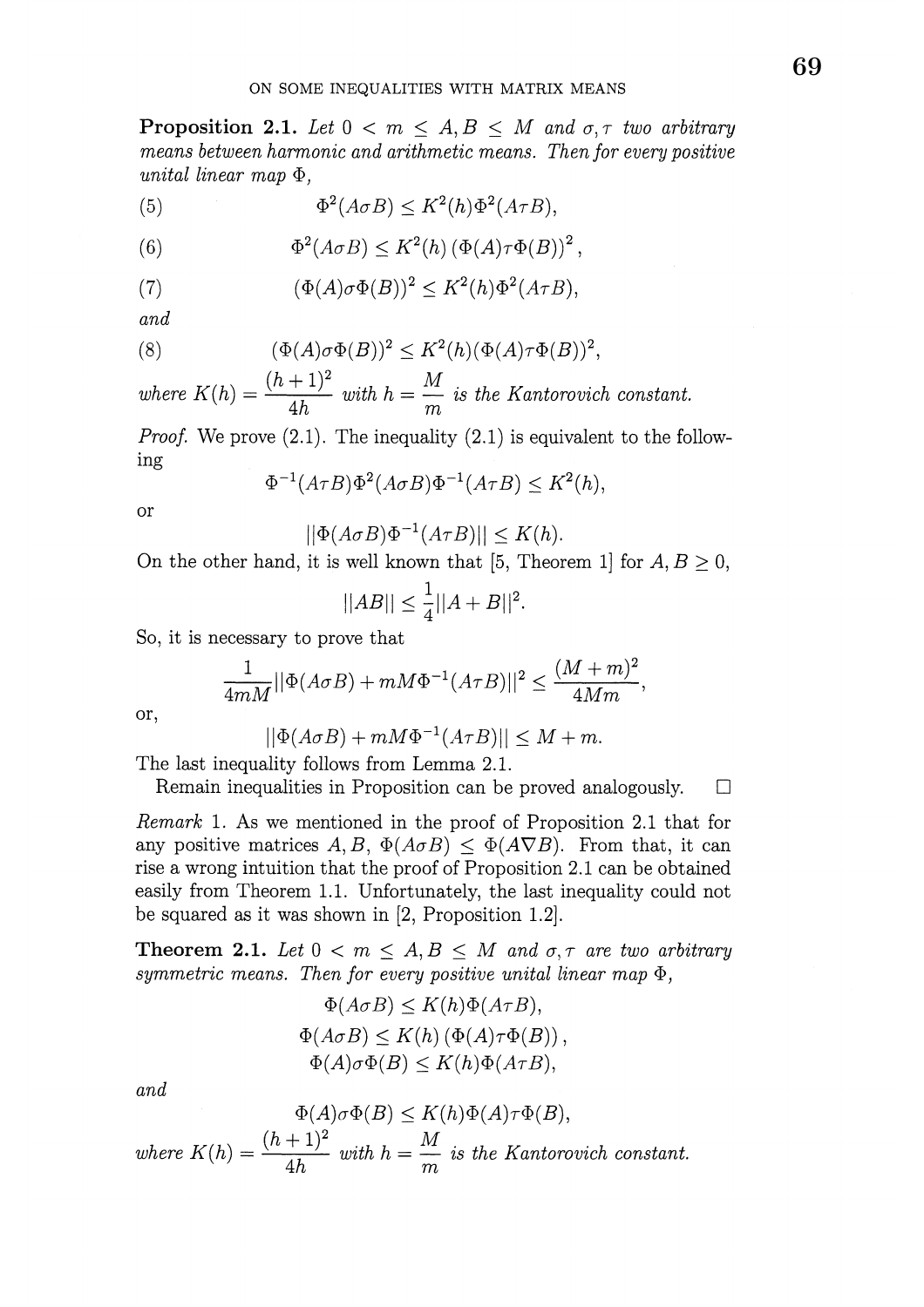**Proposition 2.1.** *Let $0 < m \leq A, B \leq M$ and $\sigma, \tau$ two arbitrary means between harmonic and arithmetic means. Then for every positive unital linear map $\Phi$,*

$$\Phi^2(A\sigma B) \leq K^2(h)\Phi^2(A\tau B), \tag{5}$$

$$\Phi^2(A\sigma B) \leq K^2(h)\left(\Phi(A)\tau\Phi(B)\right)^2, \tag{6}$$

$$(\Phi(A)\sigma\Phi(B))^2 \leq K^2(h)\Phi^2(A\tau B), \tag{7}$$

*and*

$$(\Phi(A)\sigma\Phi(B))^2 \leq K^2(h)(\Phi(A)\tau\Phi(B))^2, \tag{8}$$

*where $K(h) = \dfrac{(h+1)^2}{4h}$ with $h = \dfrac{M}{m}$ is the Kantorovich constant.*

*Proof.* We prove (2.1). The inequality (2.1) is equivalent to the following

$$\Phi^{-1}(A\tau B)\Phi^2(A\sigma B)\Phi^{-1}(A\tau B) \leq K^2(h),$$

or

$$||\Phi(A\sigma B)\Phi^{-1}(A\tau B)|| \leq K(h).$$

On the other hand, it is well known that [5, Theorem 1] for $A, B \geq 0$,

$$||AB|| \leq \frac{1}{4}||A+B||^2.$$

So, it is necessary to prove that

$$\frac{1}{4mM}||\Phi(A\sigma B) + mM\Phi^{-1}(A\tau B)||^2 \leq \frac{(M+m)^2}{4Mm},$$

or,

$$||\Phi(A\sigma B) + mM\Phi^{-1}(A\tau B)|| \leq M + m.$$

The last inequality follows from Lemma 2.1.

Remain inequalities in Proposition can be proved analogously. □

*Remark* 1. As we mentioned in the proof of Proposition 2.1 that for any positive matrices $A, B$, $\Phi(A\sigma B) \leq \Phi(A\nabla B)$. From that, it can rise a wrong intuition that the proof of Proposition 2.1 can be obtained easily from Theorem 1.1. Unfortunately, the last inequality could not be squared as it was shown in [2, Proposition 1.2].

**Theorem 2.1.** *Let $0 < m \leq A, B \leq M$ and $\sigma, \tau$ are two arbitrary symmetric means. Then for every positive unital linear map $\Phi$,*

$$\Phi(A\sigma B) \leq K(h)\Phi(A\tau B),$$

$$\Phi(A\sigma B) \leq K(h)\left(\Phi(A)\tau\Phi(B)\right),$$

$$\Phi(A)\sigma\Phi(B) \leq K(h)\Phi(A\tau B),$$

*and*

$$\Phi(A)\sigma\Phi(B) \leq K(h)\Phi(A)\tau\Phi(B),$$

*where $K(h) = \dfrac{(h+1)^2}{4h}$ with $h = \dfrac{M}{m}$ is the Kantorovich constant.*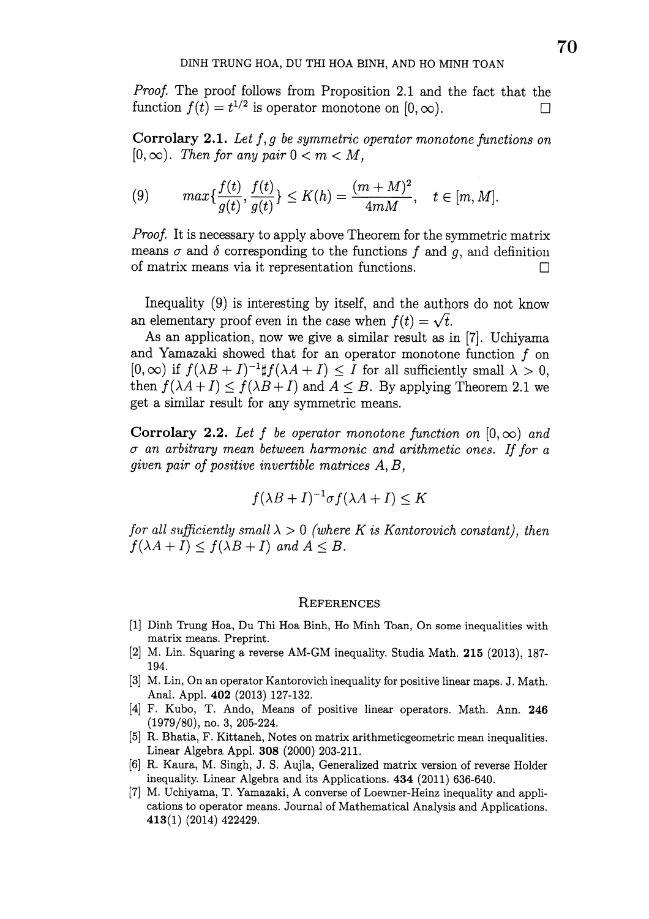*Proof.* The proof follows from Proposition 2.1 and the fact that the function $f(t) = t^{1/2}$ is operator monotone on $[0, \infty)$. □

**Corrolary 2.1.** *Let $f, g$ be symmetric operator monotone functions on $[0, \infty)$. Then for any pair $0 < m < M$,*

$$(9) \qquad max\{\frac{f(t)}{g(t)}, \frac{f(t)}{g(t)}\} \leq K(h) = \frac{(m+M)^2}{4mM}, \quad t \in [m, M].$$

*Proof.* It is necessary to apply above Theorem for the symmetric matrix means $\sigma$ and $\delta$ corresponding to the functions $f$ and $g$, and definition of matrix means via it representation functions. □

Inequality (9) is interesting by itself, and the authors do not know an elementary proof even in the case when $f(t) = \sqrt{t}$.

As an application, now we give a similar result as in [7]. Uchiyama and Yamazaki showed that for an operator monotone function $f$ on $[0, \infty)$ if $f(\lambda B + I)^{-1} \sharp f(\lambda A + I) \leq I$ for all sufficiently small $\lambda > 0$, then $f(\lambda A + I) \leq f(\lambda B + I)$ and $A \leq B$. By applying Theorem 2.1 we get a similar result for any symmetric means.

**Corrolary 2.2.** *Let $f$ be operator monotone function on $[0, \infty)$ and $\sigma$ an arbitrary mean between harmonic and arithmetic ones. If for a given pair of positive invertible matrices $A, B$,*

$$f(\lambda B + I)^{-1} \sigma f(\lambda A + I) \leq K$$

*for all sufficiently small $\lambda > 0$ (where $K$ is Kantorovich constant), then $f(\lambda A + I) \leq f(\lambda B + I)$ and $A \leq B$.*

## References

[1] Dinh Trung Hoa, Du Thi Hoa Binh, Ho Minh Toan, On some inequalities with matrix means. Preprint.

[2] M. Lin. Squaring a reverse AM-GM inequality. Studia Math. **215** (2013), 187-194.

[3] M. Lin, On an operator Kantorovich inequality for positive linear maps. J. Math. Anal. Appl. **402** (2013) 127-132.

[4] F. Kubo, T. Ando, Means of positive linear operators. Math. Ann. **246** (1979/80), no. 3, 205-224.

[5] R. Bhatia, F. Kittaneh, Notes on matrix arithmeticgeometric mean inequalities. Linear Algebra Appl. **308** (2000) 203-211.

[6] R. Kaura, M. Singh, J. S. Aujla, Generalized matrix version of reverse Holder inequality. Linear Algebra and its Applications. **434** (2011) 636-640.

[7] M. Uchiyama, T. Yamazaki, A converse of Loewner-Heinz inequality and applications to operator means. Journal of Mathematical Analysis and Applications. **413**(1) (2014) 422429.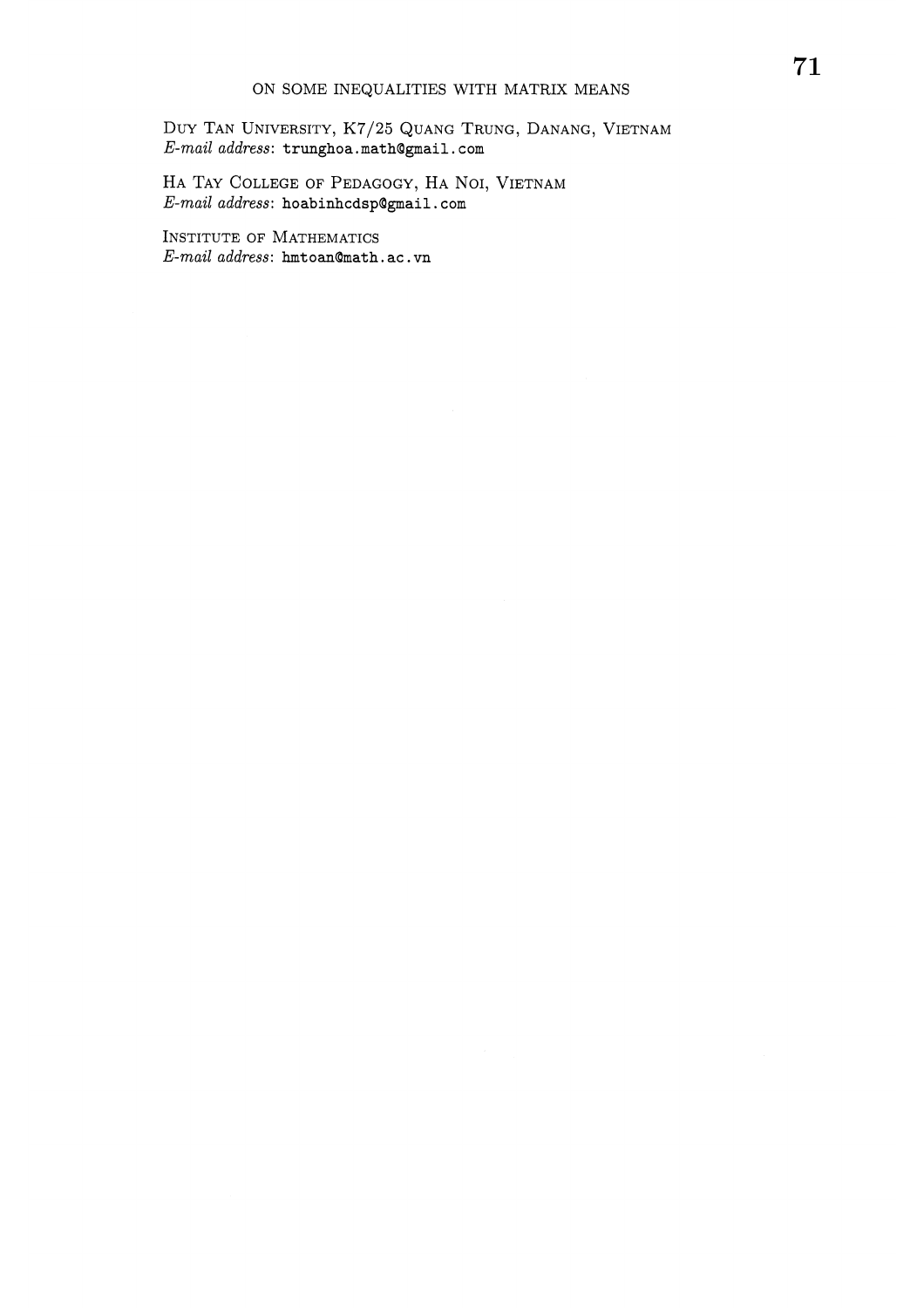Duy Tan University, K7/25 Quang Trung, Danang, Vietnam
*E-mail address*: trunghoa.math@gmail.com

Ha Tay College of Pedagogy, Ha Noi, Vietnam
*E-mail address*: hoabinhcdsp@gmail.com

Institute of Mathematics
*E-mail address*: hmtoan@math.ac.vn